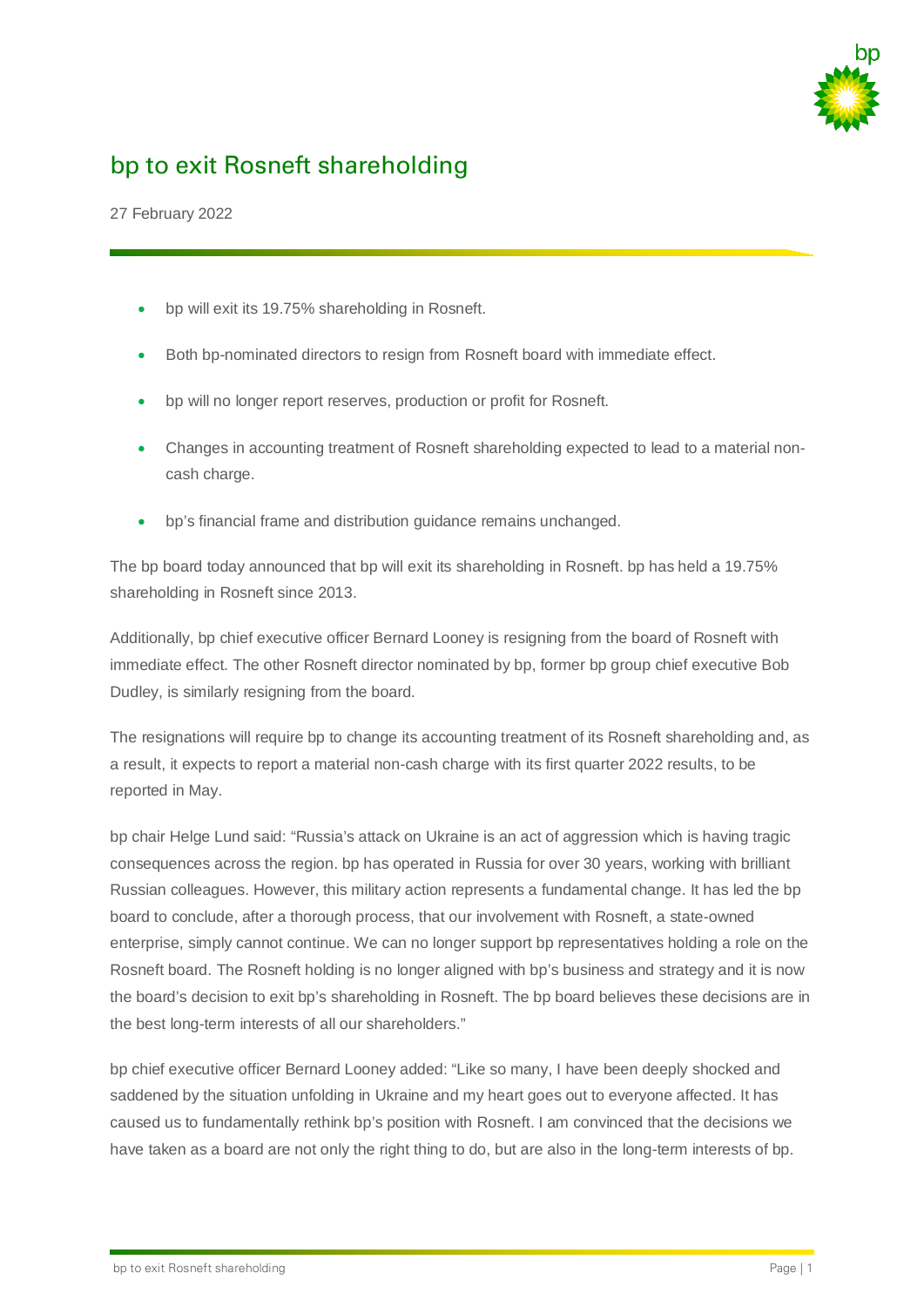# bp to exit Rosneft shareholding

27 February 2022

- bp will exit its 19.75% shareholding in Rosneft.
- Both bp-nominated directors to resign from Rosneft board with immediate effect.
- bp will no longer report reserves, production or profit for Rosneft.
- Changes in accounting treatment of Rosneft shareholding expected to lead to a material non-cash charge.
- bp's financial frame and distribution guidance remains unchanged.

The bp board today announced that bp will exit its shareholding in Rosneft. bp has held a 19.75% shareholding in Rosneft since 2013.

Additionally, bp chief executive officer Bernard Looney is resigning from the board of Rosneft with immediate effect. The other Rosneft director nominated by bp, former bp group chief executive Bob Dudley, is similarly resigning from the board.

The resignations will require bp to change its accounting treatment of its Rosneft shareholding and, as a result, it expects to report a material non-cash charge with its first quarter 2022 results, to be reported in May.

bp chair Helge Lund said: "Russia's attack on Ukraine is an act of aggression which is having tragic consequences across the region. bp has operated in Russia for over 30 years, working with brilliant Russian colleagues. However, this military action represents a fundamental change. It has led the bp board to conclude, after a thorough process, that our involvement with Rosneft, a state-owned enterprise, simply cannot continue. We can no longer support bp representatives holding a role on the Rosneft board. The Rosneft holding is no longer aligned with bp's business and strategy and it is now the board's decision to exit bp's shareholding in Rosneft. The bp board believes these decisions are in the best long-term interests of all our shareholders."

bp chief executive officer Bernard Looney added: "Like so many, I have been deeply shocked and saddened by the situation unfolding in Ukraine and my heart goes out to everyone affected. It has caused us to fundamentally rethink bp's position with Rosneft. I am convinced that the decisions we have taken as a board are not only the right thing to do, but are also in the long-term interests of bp.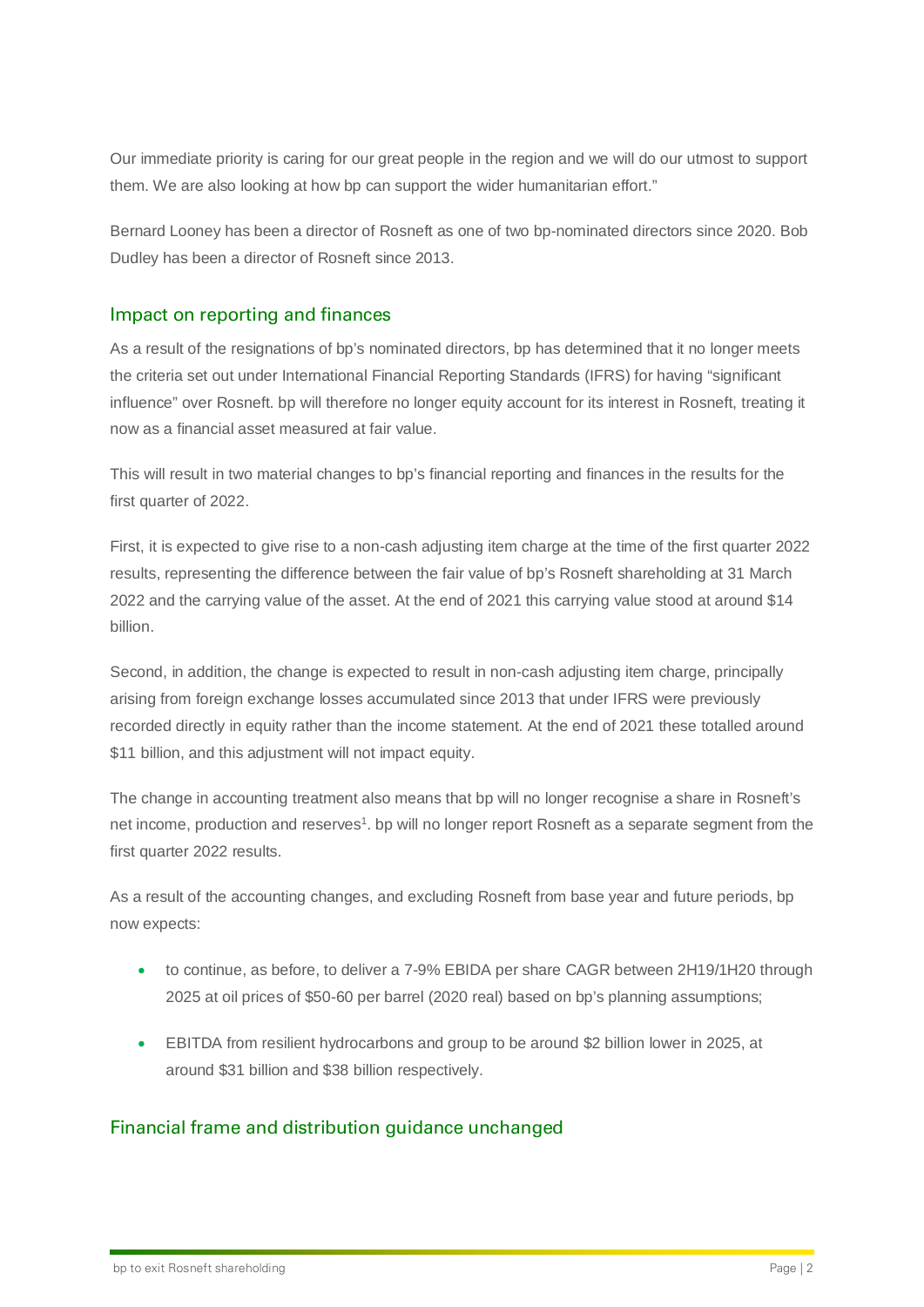Our immediate priority is caring for our great people in the region and we will do our utmost to support them. We are also looking at how bp can support the wider humanitarian effort."

Bernard Looney has been a director of Rosneft as one of two bp-nominated directors since 2020. Bob Dudley has been a director of Rosneft since 2013.

## Impact on reporting and finances

As a result of the resignations of bp's nominated directors, bp has determined that it no longer meets the criteria set out under International Financial Reporting Standards (IFRS) for having "significant influence" over Rosneft. bp will therefore no longer equity account for its interest in Rosneft, treating it now as a financial asset measured at fair value.

This will result in two material changes to bp's financial reporting and finances in the results for the first quarter of 2022.

First, it is expected to give rise to a non-cash adjusting item charge at the time of the first quarter 2022 results, representing the difference between the fair value of bp's Rosneft shareholding at 31 March 2022 and the carrying value of the asset. At the end of 2021 this carrying value stood at around $14 billion.

Second, in addition, the change is expected to result in non-cash adjusting item charge, principally arising from foreign exchange losses accumulated since 2013 that under IFRS were previously recorded directly in equity rather than the income statement. At the end of 2021 these totalled around $11 billion, and this adjustment will not impact equity.

The change in accounting treatment also means that bp will no longer recognise a share in Rosneft's net income, production and reserves[1]. bp will no longer report Rosneft as a separate segment from the first quarter 2022 results.

As a result of the accounting changes, and excluding Rosneft from base year and future periods, bp now expects:

- to continue, as before, to deliver a 7-9% EBIDA per share CAGR between 2H19/1H20 through 2025 at oil prices of $50-60 per barrel (2020 real) based on bp's planning assumptions;
- EBITDA from resilient hydrocarbons and group to be around $2 billion lower in 2025, at around $31 billion and $38 billion respectively.

## Financial frame and distribution guidance unchanged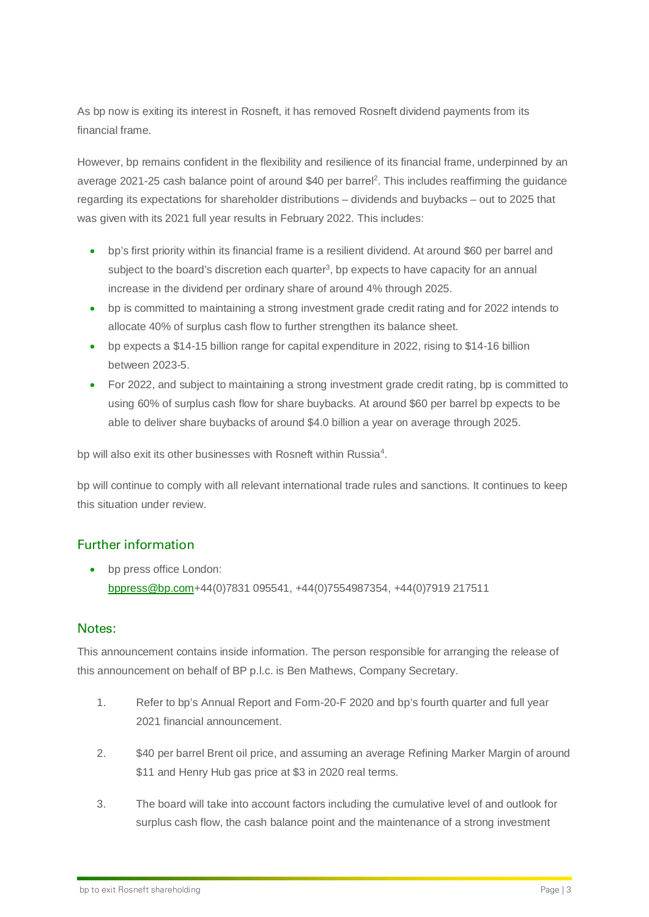As bp now is exiting its interest in Rosneft, it has removed Rosneft dividend payments from its financial frame.

However, bp remains confident in the flexibility and resilience of its financial frame, underpinned by an average 2021-25 cash balance point of around $40 per barrel[2]. This includes reaffirming the guidance regarding its expectations for shareholder distributions – dividends and buybacks – out to 2025 that was given with its 2021 full year results in February 2022. This includes:

- bp's first priority within its financial frame is a resilient dividend. At around $60 per barrel and subject to the board's discretion each quarter[3], bp expects to have capacity for an annual increase in the dividend per ordinary share of around 4% through 2025.
- bp is committed to maintaining a strong investment grade credit rating and for 2022 intends to allocate 40% of surplus cash flow to further strengthen its balance sheet.
- bp expects a $14-15 billion range for capital expenditure in 2022, rising to $14-16 billion between 2023-5.
- For 2022, and subject to maintaining a strong investment grade credit rating, bp is committed to using 60% of surplus cash flow for share buybacks. At around $60 per barrel bp expects to be able to deliver share buybacks of around $4.0 billion a year on average through 2025.

bp will also exit its other businesses with Rosneft within Russia[4].

bp will continue to comply with all relevant international trade rules and sanctions. It continues to keep this situation under review.

## Further information

- bp press office London: bppress@bp.com+44(0)7831 095541, +44(0)7554987354, +44(0)7919 217511

## Notes:

This announcement contains inside information. The person responsible for arranging the release of this announcement on behalf of BP p.l.c. is Ben Mathews, Company Secretary.

1. Refer to bp's Annual Report and Form-20-F 2020 and bp's fourth quarter and full year 2021 financial announcement.
2. $40 per barrel Brent oil price, and assuming an average Refining Marker Margin of around $11 and Henry Hub gas price at $3 in 2020 real terms.
3. The board will take into account factors including the cumulative level of and outlook for surplus cash flow, the cash balance point and the maintenance of a strong investment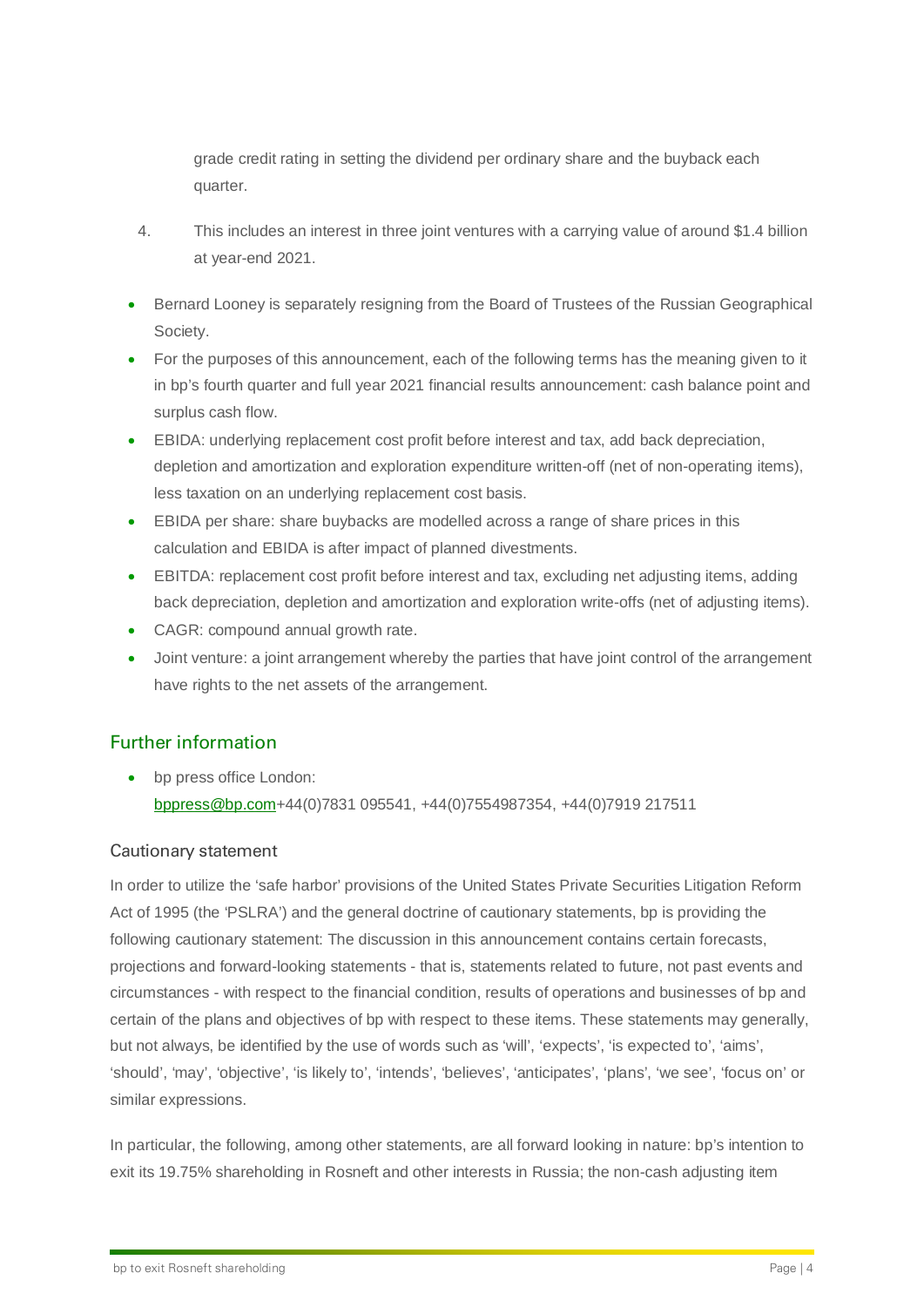grade credit rating in setting the dividend per ordinary share and the buyback each quarter.

4. This includes an interest in three joint ventures with a carrying value of around $1.4 billion at year-end 2021.

- Bernard Looney is separately resigning from the Board of Trustees of the Russian Geographical Society.
- For the purposes of this announcement, each of the following terms has the meaning given to it in bp's fourth quarter and full year 2021 financial results announcement: cash balance point and surplus cash flow.
- EBIDA: underlying replacement cost profit before interest and tax, add back depreciation, depletion and amortization and exploration expenditure written-off (net of non-operating items), less taxation on an underlying replacement cost basis.
- EBIDA per share: share buybacks are modelled across a range of share prices in this calculation and EBIDA is after impact of planned divestments.
- EBITDA: replacement cost profit before interest and tax, excluding net adjusting items, adding back depreciation, depletion and amortization and exploration write-offs (net of adjusting items).
- CAGR: compound annual growth rate.
- Joint venture: a joint arrangement whereby the parties that have joint control of the arrangement have rights to the net assets of the arrangement.

## Further information

- bp press office London:
  bppress@bp.com+44(0)7831 095541, +44(0)7554987354, +44(0)7919 217511

### Cautionary statement

In order to utilize the 'safe harbor' provisions of the United States Private Securities Litigation Reform Act of 1995 (the 'PSLRA') and the general doctrine of cautionary statements, bp is providing the following cautionary statement: The discussion in this announcement contains certain forecasts, projections and forward-looking statements - that is, statements related to future, not past events and circumstances - with respect to the financial condition, results of operations and businesses of bp and certain of the plans and objectives of bp with respect to these items. These statements may generally, but not always, be identified by the use of words such as 'will', 'expects', 'is expected to', 'aims', 'should', 'may', 'objective', 'is likely to', 'intends', 'believes', 'anticipates', 'plans', 'we see', 'focus on' or similar expressions.

In particular, the following, among other statements, are all forward looking in nature: bp's intention to exit its 19.75% shareholding in Rosneft and other interests in Russia; the non-cash adjusting item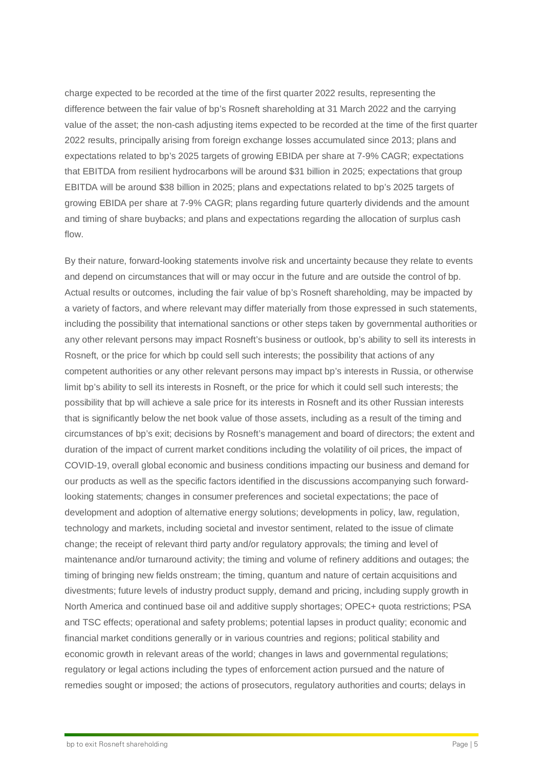charge expected to be recorded at the time of the first quarter 2022 results, representing the difference between the fair value of bp's Rosneft shareholding at 31 March 2022 and the carrying value of the asset; the non-cash adjusting items expected to be recorded at the time of the first quarter 2022 results, principally arising from foreign exchange losses accumulated since 2013; plans and expectations related to bp's 2025 targets of growing EBIDA per share at 7-9% CAGR; expectations that EBITDA from resilient hydrocarbons will be around $31 billion in 2025; expectations that group EBITDA will be around $38 billion in 2025; plans and expectations related to bp's 2025 targets of growing EBIDA per share at 7-9% CAGR; plans regarding future quarterly dividends and the amount and timing of share buybacks; and plans and expectations regarding the allocation of surplus cash flow.

By their nature, forward-looking statements involve risk and uncertainty because they relate to events and depend on circumstances that will or may occur in the future and are outside the control of bp. Actual results or outcomes, including the fair value of bp's Rosneft shareholding, may be impacted by a variety of factors, and where relevant may differ materially from those expressed in such statements, including the possibility that international sanctions or other steps taken by governmental authorities or any other relevant persons may impact Rosneft's business or outlook, bp's ability to sell its interests in Rosneft, or the price for which bp could sell such interests; the possibility that actions of any competent authorities or any other relevant persons may impact bp's interests in Russia, or otherwise limit bp's ability to sell its interests in Rosneft, or the price for which it could sell such interests; the possibility that bp will achieve a sale price for its interests in Rosneft and its other Russian interests that is significantly below the net book value of those assets, including as a result of the timing and circumstances of bp's exit; decisions by Rosneft's management and board of directors; the extent and duration of the impact of current market conditions including the volatility of oil prices, the impact of COVID-19, overall global economic and business conditions impacting our business and demand for our products as well as the specific factors identified in the discussions accompanying such forward-looking statements; changes in consumer preferences and societal expectations; the pace of development and adoption of alternative energy solutions; developments in policy, law, regulation, technology and markets, including societal and investor sentiment, related to the issue of climate change; the receipt of relevant third party and/or regulatory approvals; the timing and level of maintenance and/or turnaround activity; the timing and volume of refinery additions and outages; the timing of bringing new fields onstream; the timing, quantum and nature of certain acquisitions and divestments; future levels of industry product supply, demand and pricing, including supply growth in North America and continued base oil and additive supply shortages; OPEC+ quota restrictions; PSA and TSC effects; operational and safety problems; potential lapses in product quality; economic and financial market conditions generally or in various countries and regions; political stability and economic growth in relevant areas of the world; changes in laws and governmental regulations; regulatory or legal actions including the types of enforcement action pursued and the nature of remedies sought or imposed; the actions of prosecutors, regulatory authorities and courts; delays in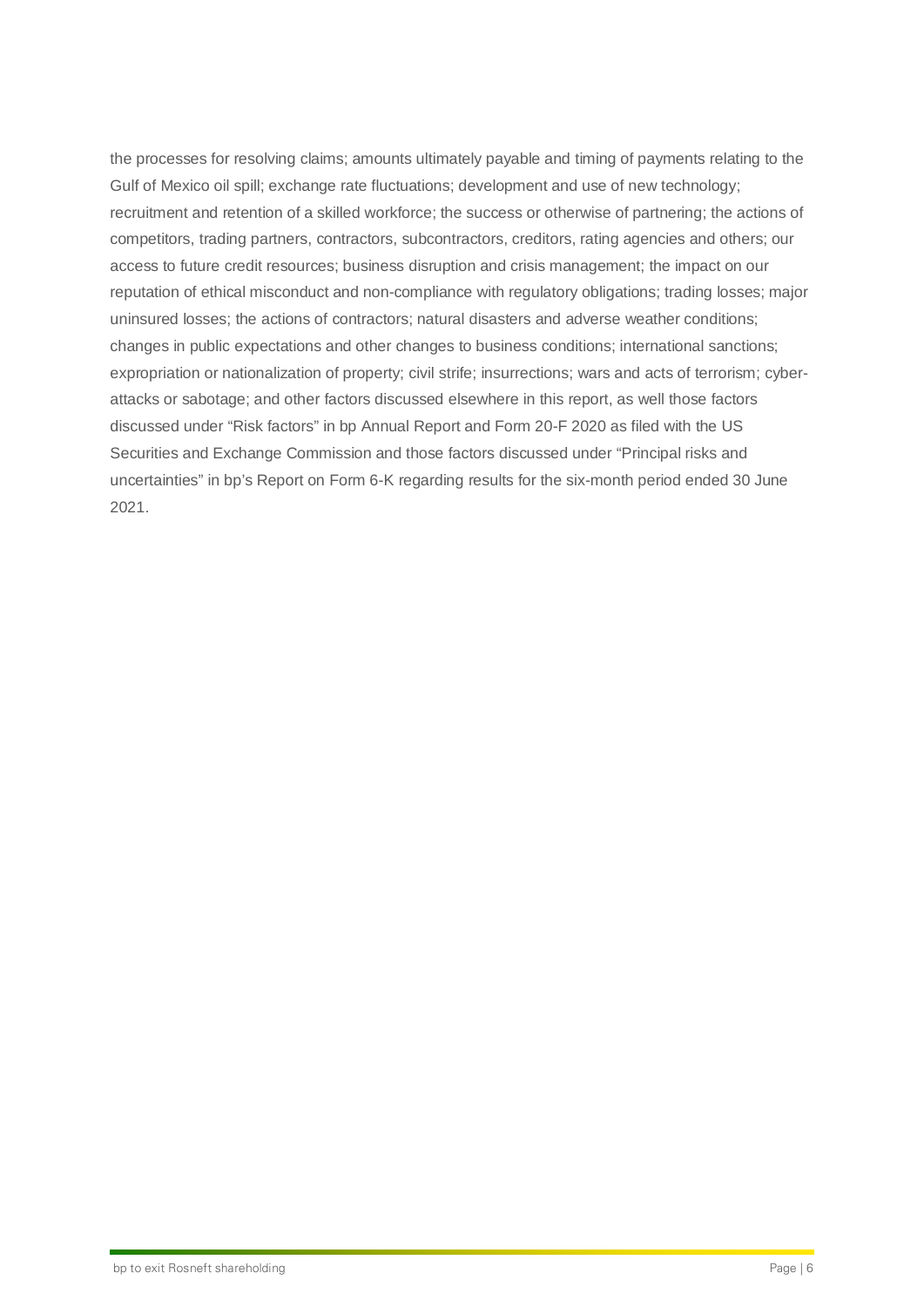the processes for resolving claims; amounts ultimately payable and timing of payments relating to the Gulf of Mexico oil spill; exchange rate fluctuations; development and use of new technology; recruitment and retention of a skilled workforce; the success or otherwise of partnering; the actions of competitors, trading partners, contractors, subcontractors, creditors, rating agencies and others; our access to future credit resources; business disruption and crisis management; the impact on our reputation of ethical misconduct and non-compliance with regulatory obligations; trading losses; major uninsured losses; the actions of contractors; natural disasters and adverse weather conditions; changes in public expectations and other changes to business conditions; international sanctions; expropriation or nationalization of property; civil strife; insurrections; wars and acts of terrorism; cyber-attacks or sabotage; and other factors discussed elsewhere in this report, as well those factors discussed under "Risk factors" in bp Annual Report and Form 20-F 2020 as filed with the US Securities and Exchange Commission and those factors discussed under "Principal risks and uncertainties" in bp's Report on Form 6-K regarding results for the six-month period ended 30 June 2021.